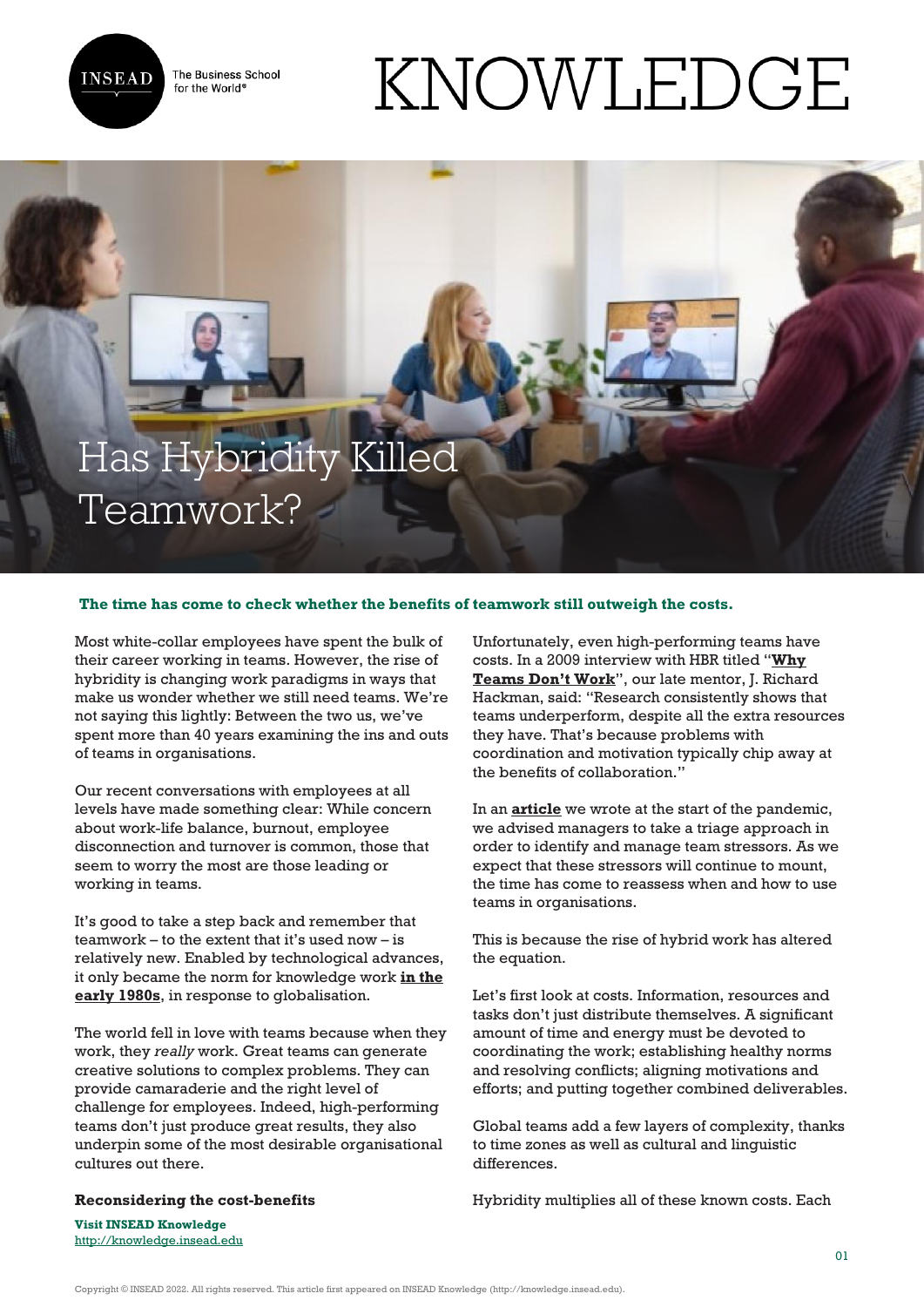# Has Hybridity Killed Teamwork?

**The time has come to check whether the benefits of teamwork still outweigh the costs.**

Most white-collar employees have spent the bulk of their career working in teams. However, the rise of hybridity is changing work paradigms in ways that make us wonder whether we still need teams. We're not saying this lightly: Between the two us, we've spent more than 40 years examining the ins and outs of teams in organisations.

Our recent conversations with employees at all levels have made something clear: While concern about work-life balance, burnout, employee disconnection and turnover is common, those that seem to worry the most are those leading or working in teams.

It's good to take a step back and remember that teamwork – to the extent that it's used now – is relatively new. Enabled by technological advances, it only became the norm for knowledge work **in the early 1980s**, in response to globalisation.

The world fell in love with teams because when they work, they *really* work. Great teams can generate creative solutions to complex problems. They can provide camaraderie and the right level of challenge for employees. Indeed, high-performing teams don't just produce great results, they also underpin some of the most desirable organisational cultures out there.

## Reconsidering the cost-benefits

Unfortunately, even high-performing teams have costs. In a 2009 interview with HBR titled "**Why Teams Don't Work**", our late mentor, J. Richard Hackman, said: "Research consistently shows that teams underperform, despite all the extra resources they have. That's because problems with coordination and motivation typically chip away at the benefits of collaboration."

In an **article** we wrote at the start of the pandemic, we advised managers to take a triage approach in order to identify and manage team stressors. As we expect that these stressors will continue to mount, the time has come to reassess when and how to use teams in organisations.

This is because the rise of hybrid work has altered the equation.

Let's first look at costs. Information, resources and tasks don't just distribute themselves. A significant amount of time and energy must be devoted to coordinating the work; establishing healthy norms and resolving conflicts; aligning motivations and efforts; and putting together combined deliverables.

Global teams add a few layers of complexity, thanks to time zones as well as cultural and linguistic differences.

Hybridity multiplies all of these known costs. Each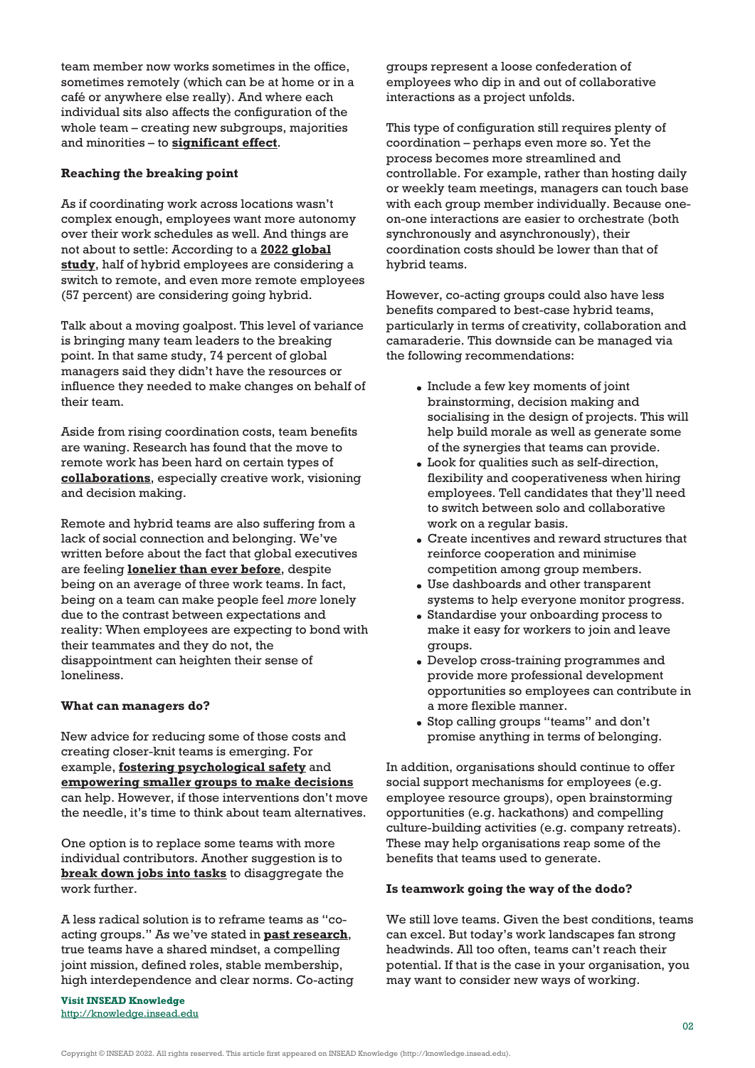team member now works sometimes in the office, sometimes remotely (which can be at home or in a café or anywhere else really). And where each individual sits also affects the configuration of the whole team – creating new subgroups, majorities and minorities – to **significant effect**.

**Reaching the breaking point**

As if coordinating work across locations wasn't complex enough, employees want more autonomy over their work schedules as well. And things are not about to settle: According to a **2022 global study**, half of hybrid employees are considering a switch to remote, and even more remote employees (57 percent) are considering going hybrid.

Talk about a moving goalpost. This level of variance is bringing many team leaders to the breaking point. In that same study, 74 percent of global managers said they didn't have the resources or influence they needed to make changes on behalf of their team.

Aside from rising coordination costs, team benefits are waning. Research has found that the move to remote work has been hard on certain types of **collaborations**, especially creative work, visioning and decision making.

Remote and hybrid teams are also suffering from a lack of social connection and belonging. We've written before about the fact that global executives are feeling **lonelier than ever before**, despite being on an average of three work teams. In fact, being on a team can make people feel *more* lonely due to the contrast between expectations and reality: When employees are expecting to bond with their teammates and they do not, the disappointment can heighten their sense of loneliness.

**What can managers do?**

New advice for reducing some of those costs and creating closer-knit teams is emerging. For example, **fostering psychological safety** and **empowering smaller groups to make decisions** can help. However, if those interventions don't move the needle, it's time to think about team alternatives.

One option is to replace some teams with more individual contributors. Another suggestion is to **break down jobs into tasks** to disaggregate the work further.

A less radical solution is to reframe teams as "co-acting groups." As we've stated in **past research**, true teams have a shared mindset, a compelling joint mission, defined roles, stable membership, high interdependence and clear norms. Co-acting groups represent a loose confederation of employees who dip in and out of collaborative interactions as a project unfolds.

This type of configuration still requires plenty of coordination – perhaps even more so. Yet the process becomes more streamlined and controllable. For example, rather than hosting daily or weekly team meetings, managers can touch base with each group member individually. Because one-on-one interactions are easier to orchestrate (both synchronously and asynchronously), their coordination costs should be lower than that of hybrid teams.

However, co-acting groups could also have less benefits compared to best-case hybrid teams, particularly in terms of creativity, collaboration and camaraderie. This downside can be managed via the following recommendations:

- Include a few key moments of joint brainstorming, decision making and socialising in the design of projects. This will help build morale as well as generate some of the synergies that teams can provide.
- Look for qualities such as self-direction, flexibility and cooperativeness when hiring employees. Tell candidates that they'll need to switch between solo and collaborative work on a regular basis.
- Create incentives and reward structures that reinforce cooperation and minimise competition among group members.
- Use dashboards and other transparent systems to help everyone monitor progress.
- Standardise your onboarding process to make it easy for workers to join and leave groups.
- Develop cross-training programmes and provide more professional development opportunities so employees can contribute in a more flexible manner.
- Stop calling groups "teams" and don't promise anything in terms of belonging.

In addition, organisations should continue to offer social support mechanisms for employees (e.g. employee resource groups), open brainstorming opportunities (e.g. hackathons) and compelling culture-building activities (e.g. company retreats). These may help organisations reap some of the benefits that teams used to generate.

**Is teamwork going the way of the dodo?**

We still love teams. Given the best conditions, teams can excel. But today's work landscapes fan strong headwinds. All too often, teams can't reach their potential. If that is the case in your organisation, you may want to consider new ways of working.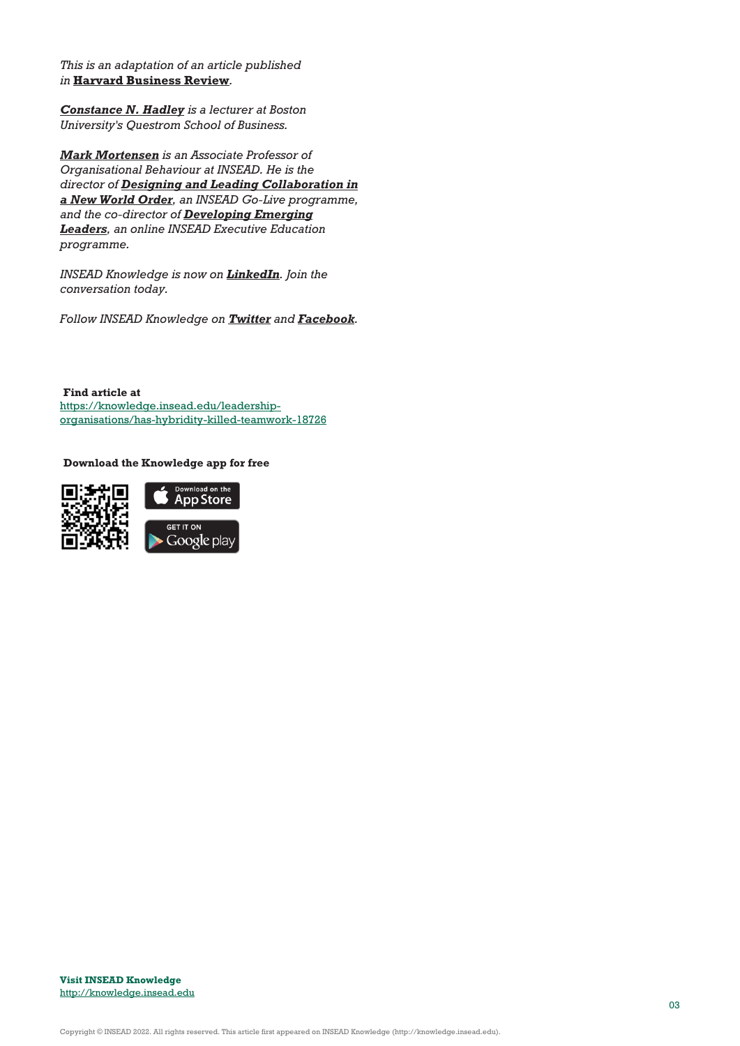*This is an adaptation of an article published in* **Harvard Business Review**.

***Constance N. Hadley*** *is a lecturer at Boston University's Questrom School of Business.*

***Mark Mortensen*** *is an Associate Professor of Organisational Behaviour at INSEAD. He is the director of* ***Designing and Leading Collaboration in a New World Order****, an INSEAD Go-Live programme, and the co-director of* ***Developing Emerging Leaders****, an online INSEAD Executive Education programme.*

*INSEAD Knowledge is now on* ***LinkedIn****. Join the conversation today.*

*Follow INSEAD Knowledge on* ***Twitter*** *and* ***Facebook****.*

**Find article at**
https://knowledge.insead.edu/leadership-organisations/has-hybridity-killed-teamwork-18726

**Download the Knowledge app for free**

**Visit INSEAD Knowledge**
http://knowledge.insead.edu

Copyright © INSEAD 2022. All rights reserved. This article first appeared on INSEAD Knowledge (http://knowledge.insead.edu).